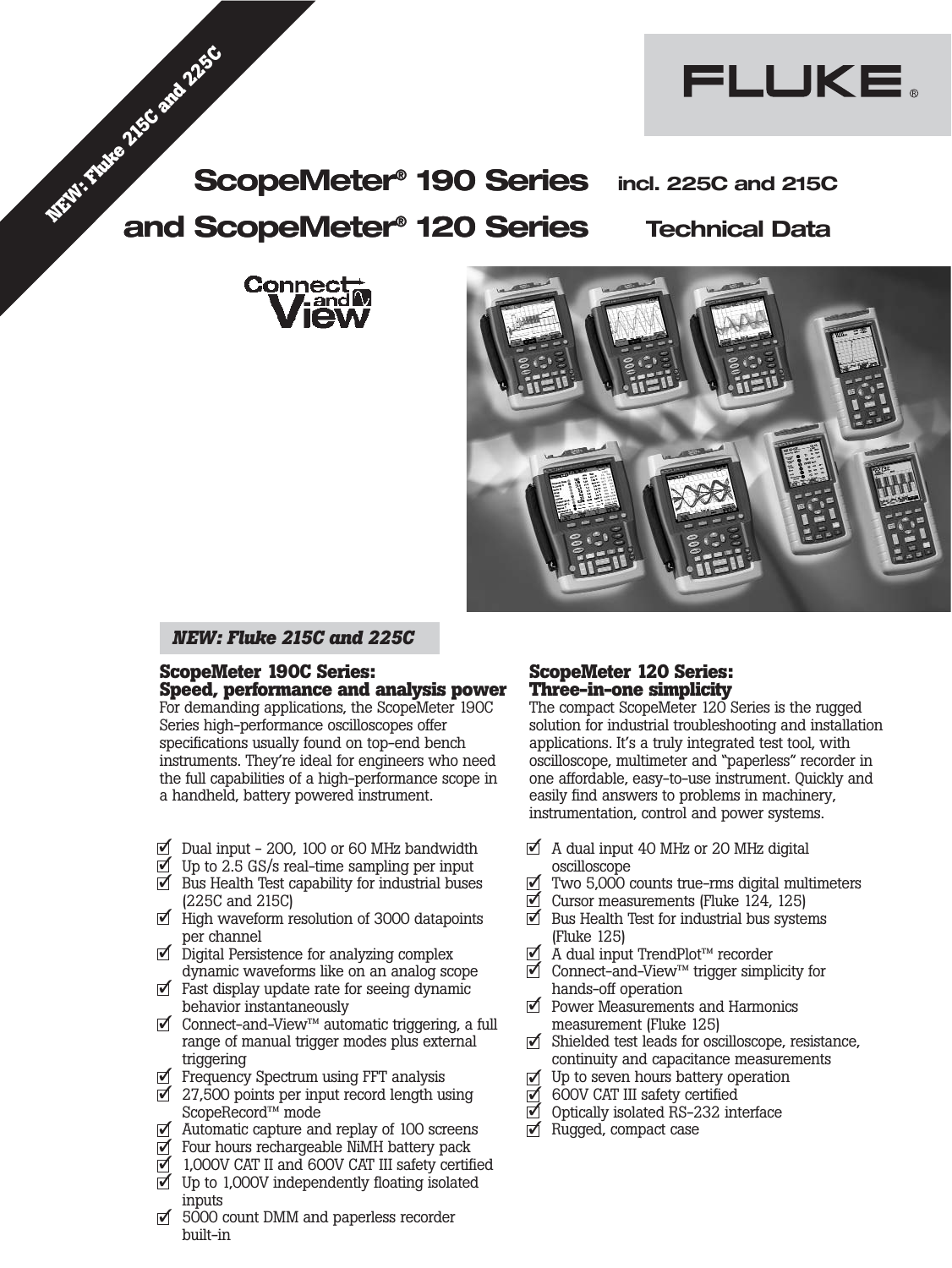NEW: Fluke 215C and 225C

FLUKE ®

# ScopeMeter® 190 Series incl. 225C and 215C and ScopeMeter® 120 Series Technical Data

Connect and View

*NEW: Fluke 215C and 225C*

## ScopeMeter 190C Series: Speed, performance and analysis power

For demanding applications, the ScopeMeter 190C Series high-performance oscilloscopes offer specifications usually found on top-end bench instruments. They're ideal for engineers who need the full capabilities of a high-performance scope in a handheld, battery powered instrument.

- Dual input - 200, 100 or 60 MHz bandwidth
- Up to 2.5 GS/s real-time sampling per input
- Bus Health Test capability for industrial buses (225C and 215C)
- High waveform resolution of 3000 datapoints per channel
- Digital Persistence for analyzing complex dynamic waveforms like on an analog scope
- Fast display update rate for seeing dynamic behavior instantaneously
- Connect-and-View™ automatic triggering, a full range of manual trigger modes plus external triggering
- Frequency Spectrum using FFT analysis
- 27,500 points per input record length using ScopeRecord™ mode
- Automatic capture and replay of 100 screens
- Four hours rechargeable NiMH battery pack
- 1,000V CAT II and 600V CAT III safety certified
- Up to 1,000V independently floating isolated inputs
- 5000 count DMM and paperless recorder built-in

## ScopeMeter 120 Series: Three-in-one simplicity

The compact ScopeMeter 120 Series is the rugged solution for industrial troubleshooting and installation applications. It's a truly integrated test tool, with oscilloscope, multimeter and "paperless" recorder in one affordable, easy-to-use instrument. Quickly and easily find answers to problems in machinery, instrumentation, control and power systems.

- A dual input 40 MHz or 20 MHz digital oscilloscope
- Two 5,000 counts true-rms digital multimeters
- Cursor measurements (Fluke 124, 125)
- Bus Health Test for industrial bus systems (Fluke 125)
- A dual input TrendPlot™ recorder
- Connect-and-View™ trigger simplicity for hands-off operation
- Power Measurements and Harmonics measurement (Fluke 125)
- Shielded test leads for oscilloscope, resistance, continuity and capacitance measurements
- Up to seven hours battery operation
- 600V CAT III safety certified
- Optically isolated RS-232 interface
- Rugged, compact case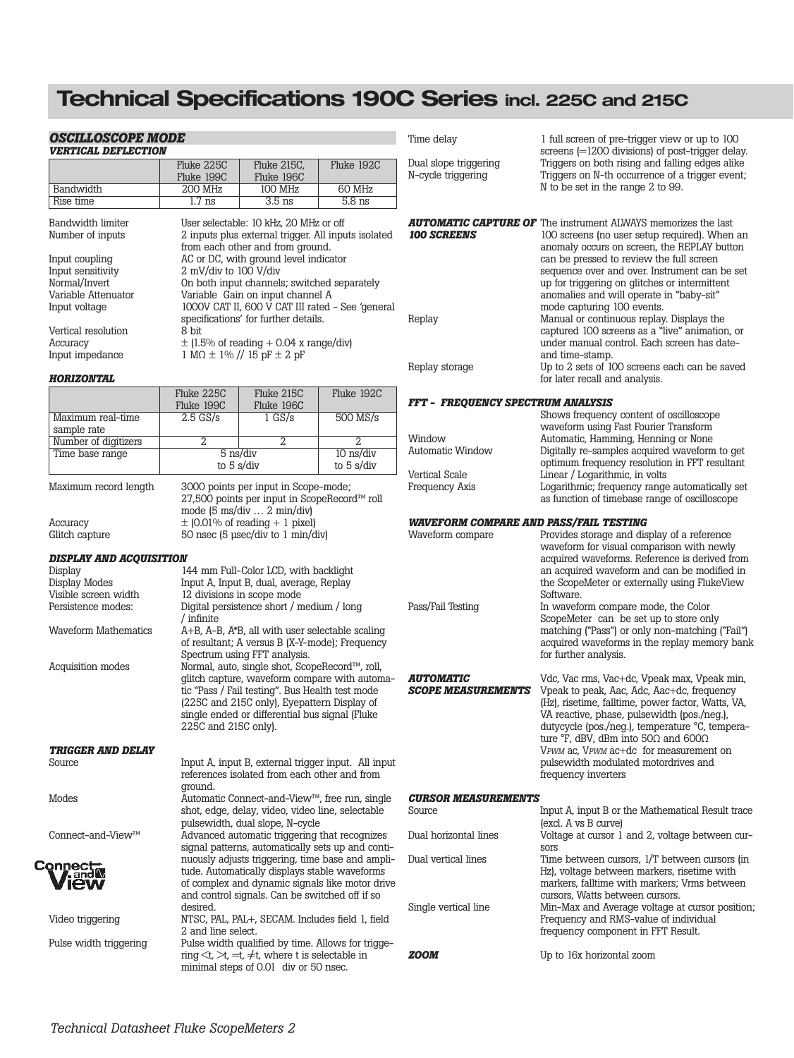# Technical Specifications 190C Series incl. 225C and 215C

## OSCILLOSCOPE MODE

### VERTICAL DEFLECTION

| | Fluke 225C Fluke 199C | Fluke 215C, Fluke 196C | Fluke 192C |
|---|---|---|---|
| Bandwidth | 200 MHz | 100 MHz | 60 MHz |
| Rise time | 1.7 ns | 3.5 ns | 5.8 ns |

| | |
|---|---|
| Bandwidth limiter | User selectable: 10 kHz, 20 MHz or off |
| Number of inputs | 2 inputs plus external trigger. All inputs isolated from each other and from ground. |
| Input coupling | AC or DC, with ground level indicator |
| Input sensitivity | 2 mV/div to 100 V/div |
| Normal/Invert | On both input channels; switched separately |
| Variable Attenuator | Variable Gain on input channel A |
| Input voltage | 1000V CAT II, 600 V CAT III rated - See 'general specifications' for further details. |
| Vertical resolution | 8 bit |
| Accuracy | ± (1.5% of reading + 0.04 x range/div) |
| Input impedance | 1 MΩ ± 1% // 15 pF ± 2 pF |

### HORIZONTAL

| | Fluke 225C Fluke 199C | Fluke 215C Fluke 196C | Fluke 192C |
|---|---|---|---|
| Maximum real-time sample rate | 2.5 GS/s | 1 GS/s | 500 MS/s |
| Number of digitizers | 2 | 2 | 2 |
| Time base range | 5 ns/div to 5 s/div | | 10 ns/div to 5 s/div |

| | |
|---|---|
| Maximum record length | 3000 points per input in Scope-mode; 27,500 points per input in ScopeRecord™ roll mode (5 ms/div … 2 min/div) |
| Accuracy | ± (0.01% of reading + 1 pixel) |
| Glitch capture | 50 nsec (5 µsec/div to 1 min/div) |

### DISPLAY AND ACQUISITION

| | |
|---|---|
| Display | 144 mm Full-Color LCD, with backlight |
| Display Modes | Input A, Input B, dual, average, Replay |
| Visible screen width | 12 divisions in scope mode |
| Persistence modes: | Digital persistence short / medium / long / infinite |
| Waveform Mathematics | A+B, A-B, A*B, all with user selectable scaling of resultant; A versus B (X-Y-mode); Frequency Spectrum using FFT analysis. |
| Acquisition modes | Normal, auto, single shot, ScopeRecord™, roll, glitch capture, waveform compare with automatic "Pass / Fail testing". Bus Health test mode (225C and 215C only), Eyepattern Display of single ended or differential bus signal (Fluke 225C and 215C only). |

### TRIGGER AND DELAY

| | |
|---|---|
| Source | Input A, input B, external trigger input. All input references isolated from each other and from ground. |
| Modes | Automatic Connect-and-View™, free run, single shot, edge, delay, video, video line, selectable pulsewidth, dual slope, N-cycle |
| Connect-and-View™ | Advanced automatic triggering that recognizes signal patterns, automatically sets up and continuously adjusts triggering, time base and amplitude. Automatically displays stable waveforms of complex and dynamic signals like motor drive and control signals. Can be switched off if so desired. |
| Video triggering | NTSC, PAL, PAL+, SECAM. Includes field 1, field 2 and line select. |
| Pulse width triggering | Pulse width qualified by time. Allows for triggering <t, >t, =t, ≠t, where t is selectable in minimal steps of 0.01 div or 50 nsec. |
| Time delay | 1 full screen of pre-trigger view or up to 100 screens (=1200 divisions) of post-trigger delay. |
| Dual slope triggering | Triggers on both rising and falling edges alike |
| N-cycle triggering | Triggers on N-th occurrence of a trigger event; N to be set in the range 2 to 99. |

### AUTOMATIC CAPTURE OF 100 SCREENS

The instrument ALWAYS memorizes the last 100 screens (no user setup required). When an anomaly occurs on screen, the REPLAY button can be pressed to review the full screen sequence over and over. Instrument can be set up for triggering on glitches or intermittent anomalies and will operate in "baby-sit" mode capturing 100 events.

| | |
|---|---|
| Replay | Manual or continuous replay. Displays the captured 100 screens as a "live" animation, or under manual control. Each screen has date- and time-stamp. |
| Replay storage | Up to 2 sets of 100 screens each can be saved for later recall and analysis. |

### FFT - FREQUENCY SPECTRUM ANALYSIS

Shows frequency content of oscilloscope waveform using Fast Fourier Transform

| | |
|---|---|
| Window | Automatic, Hamming, Henning or None |
| Automatic Window | Digitally re-samples acquired waveform to get optimum frequency resolution in FFT resultant |
| Vertical Scale | Linear / Logarithmic, in volts |
| Frequency Axis | Logarithmic; frequency range automatically set as function of timebase range of oscilloscope |

### WAVEFORM COMPARE AND PASS/FAIL TESTING

| | |
|---|---|
| Waveform compare | Provides storage and display of a reference waveform for visual comparison with newly acquired waveforms. Reference is derived from an acquired waveform and can be modified in the ScopeMeter or externally using FlukeView Software. |
| Pass/Fail Testing | In waveform compare mode, the Color ScopeMeter can be set up to store only matching ("Pass") or only non-matching ("Fail") acquired waveforms in the replay memory bank for further analysis. |

### AUTOMATIC SCOPE MEASUREMENTS

Vdc, Vac rms, Vac+dc, Vpeak max, Vpeak min, Vpeak to peak, Aac, Adc, Aac+dc, frequency (Hz), risetime, falltime, power factor, Watts, VA, VA reactive, phase, pulsewidth (pos./neg.), dutycycle (pos./neg.), temperature °C, temperature °F, dBV, dBm into 50Ω and 600Ω $V_{PWM}$ ac, $V_{PWM}$ ac+dc for measurement on pulsewidth modulated motordrives and frequency inverters

### CURSOR MEASUREMENTS

| | |
|---|---|
| Source | Input A, input B or the Mathematical Result trace (excl. A vs B curve) |
| Dual horizontal lines | Voltage at cursor 1 and 2, voltage between cursors |
| Dual vertical lines | Time between cursors, 1/T between cursors (in Hz), voltage between markers, risetime with markers, falltime with markers; Vrms between cursors, Watts between cursors. |
| Single vertical line | Min-Max and Average voltage at cursor position; Frequency and RMS-value of individual frequency component in FFT Result. |

### ZOOM

Up to 16x horizontal zoom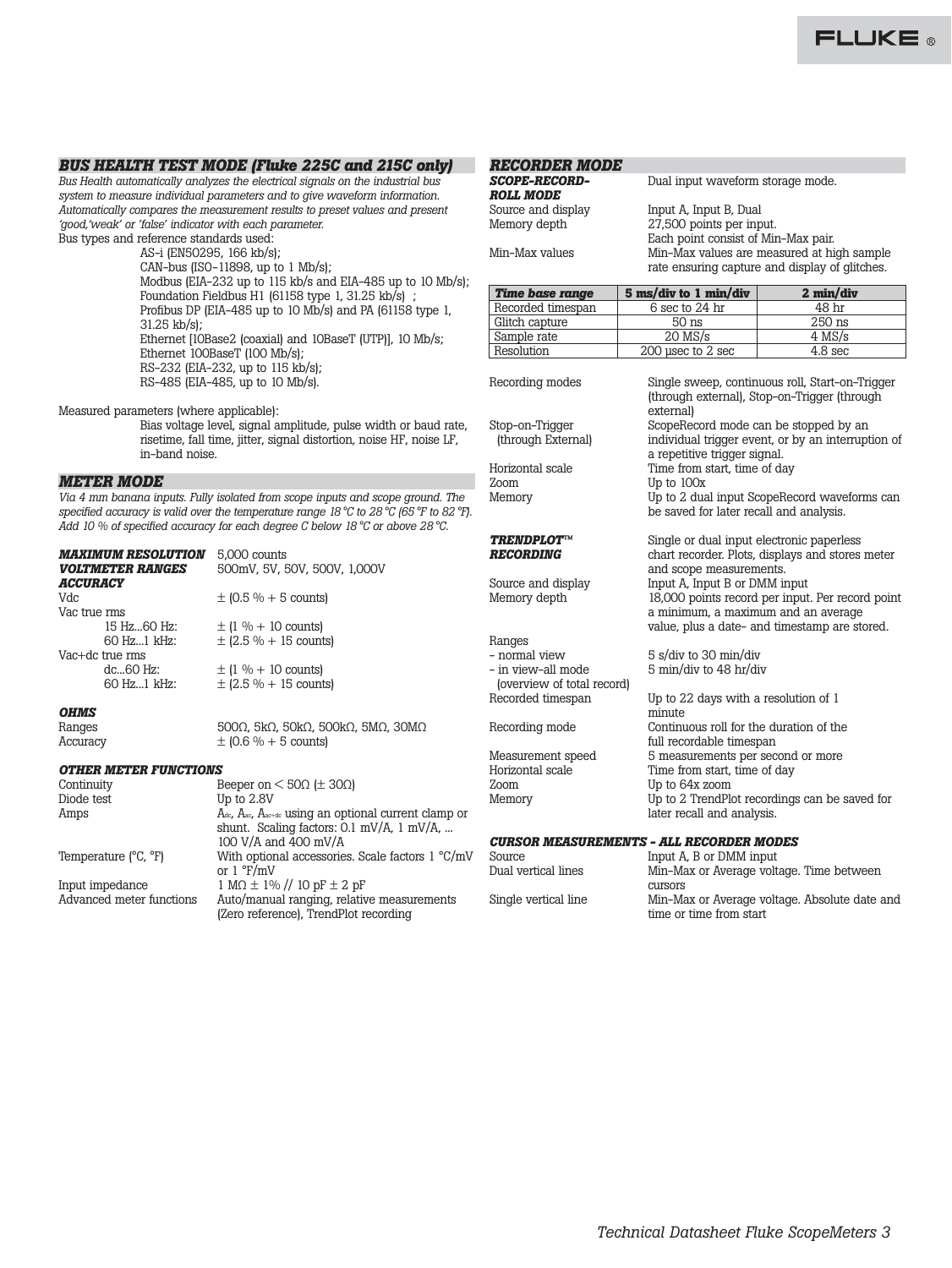## BUS HEALTH TEST MODE (Fluke 225C and 215C only)

*Bus Health automatically analyzes the electrical signals on the industrial bus system to measure individual parameters and to give waveform information. Automatically compares the measurement results to preset values and present 'good,'weak' or 'false' indicator with each parameter.*

Bus types and reference standards used:

- AS-i (EN50295, 166 kb/s);
- CAN-bus (ISO-11898, up to 1 Mb/s);
- Modbus (EIA-232 up to 115 kb/s and EIA-485 up to 10 Mb/s);
- Foundation Fieldbus H1 (61158 type 1, 31.25 kb/s) ;
- Profibus DP (EIA-485 up to 10 Mb/s) and PA (61158 type 1, 31.25 kb/s);
- Ethernet [10Base2 (coaxial) and 10BaseT (UTP)], 10 Mb/s;
- Ethernet 100BaseT (100 Mb/s);
- RS-232 (EIA-232, up to 115 kb/s);
- RS-485 (EIA-485, up to 10 Mb/s).

Measured parameters (where applicable):

Bias voltage level, signal amplitude, pulse width or baud rate, risetime, fall time, jitter, signal distortion, noise HF, noise LF, in-band noise.

## METER MODE

*Via 4 mm banana inputs. Fully isolated from scope inputs and scope ground. The specified accuracy is valid over the temperature range 18 °C to 28 °C (65 °F to 82 °F). Add 10 % of specified accuracy for each degree C below 18 °C or above 28 °C.*

**MAXIMUM RESOLUTION** 5,000 counts
**VOLTMETER RANGES** 500mV, 5V, 50V, 500V, 1,000V

**ACCURACY**

| | |
|---|---|
| Vdc | ± (0.5 % + 5 counts) |
| Vac true rms | |
| 15 Hz...60 Hz: | ± (1 % + 10 counts) |
| 60 Hz...1 kHz: | ± (2.5 % + 15 counts) |
| Vac+dc true rms | |
| dc...60 Hz: | ± (1 % + 10 counts) |
| 60 Hz...1 kHz: | ± (2.5 % + 15 counts) |

**OHMS**

| | |
|---|---|
| Ranges | 500Ω, 5kΩ, 50kΩ, 500kΩ, 5MΩ, 30MΩ |
| Accuracy | ± (0.6 % + 5 counts) |

**OTHER METER FUNCTIONS**

| | |
|---|---|
| Continuity | Beeper on < 50Ω (± 30Ω) |
| Diode test | Up to 2.8V |
| Amps | $A_{dc}$, $A_{ac}$, $A_{ac+dc}$ using an optional current clamp or shunt. Scaling factors: 0.1 mV/A, 1 mV/A, ... 100 V/A and 400 mV/A |
| Temperature (°C, °F) | With optional accessories. Scale factors 1 °C/mV or 1 °F/mV |
| Input impedance | 1 MΩ ± 1% // 10 pF ± 2 pF |
| Advanced meter functions | Auto/manual ranging, relative measurements (Zero reference), TrendPlot recording |

## RECORDER MODE

**SCOPE-RECORD-ROLL MODE** Dual input waveform storage mode.

| | |
|---|---|
| Source and display | Input A, Input B, Dual |
| Memory depth | 27,500 points per input. Each point consist of Min-Max pair. |
| Min-Max values | Min-Max values are measured at high sample rate ensuring capture and display of glitches. |

| Time base range | 5 ms/div to 1 min/div | 2 min/div |
|---|---|---|
| Recorded timespan | 6 sec to 24 hr | 48 hr |
| Glitch capture | 50 ns | 250 ns |
| Sample rate | 20 MS/s | 4 MS/s |
| Resolution | 200 µsec to 2 sec | 4.8 sec |

| | |
|---|---|
| Recording modes | Single sweep, continuous roll, Start-on-Trigger (through external), Stop-on-Trigger (through external) |
| Stop-on-Trigger (through External) | ScopeRecord mode can be stopped by an individual trigger event, or by an interruption of a repetitive trigger signal. |
| Horizontal scale | Time from start, time of day |
| Zoom | Up to 100x |
| Memory | Up to 2 dual input ScopeRecord waveforms can be saved for later recall and analysis. |

**TRENDPLOT™ RECORDING** Single or dual input electronic paperless chart recorder. Plots, displays and stores meter and scope measurements.

| | |
|---|---|
| Source and display | Input A, Input B or DMM input |
| Memory depth | 18,000 points record per input. Per record point a minimum, a maximum and an average value, plus a date- and timestamp are stored. |
| Ranges | |
| - normal view | 5 s/div to 30 min/div |
| - in view-all mode (overview of total record) | 5 min/div to 48 hr/div |
| Recorded timespan | Up to 22 days with a resolution of 1 minute |
| Recording mode | Continuous roll for the duration of the full recordable timespan |
| Measurement speed | 5 measurements per second or more |
| Horizontal scale | Time from start, time of day |
| Zoom | Up to 64x zoom |
| Memory | Up to 2 TrendPlot recordings can be saved for later recall and analysis. |

**CURSOR MEASUREMENTS - ALL RECORDER MODES**

| | |
|---|---|
| Source | Input A, B or DMM input |
| Dual vertical lines | Min-Max or Average voltage. Time between cursors |
| Single vertical line | Min-Max or Average voltage. Absolute date and time or time from start |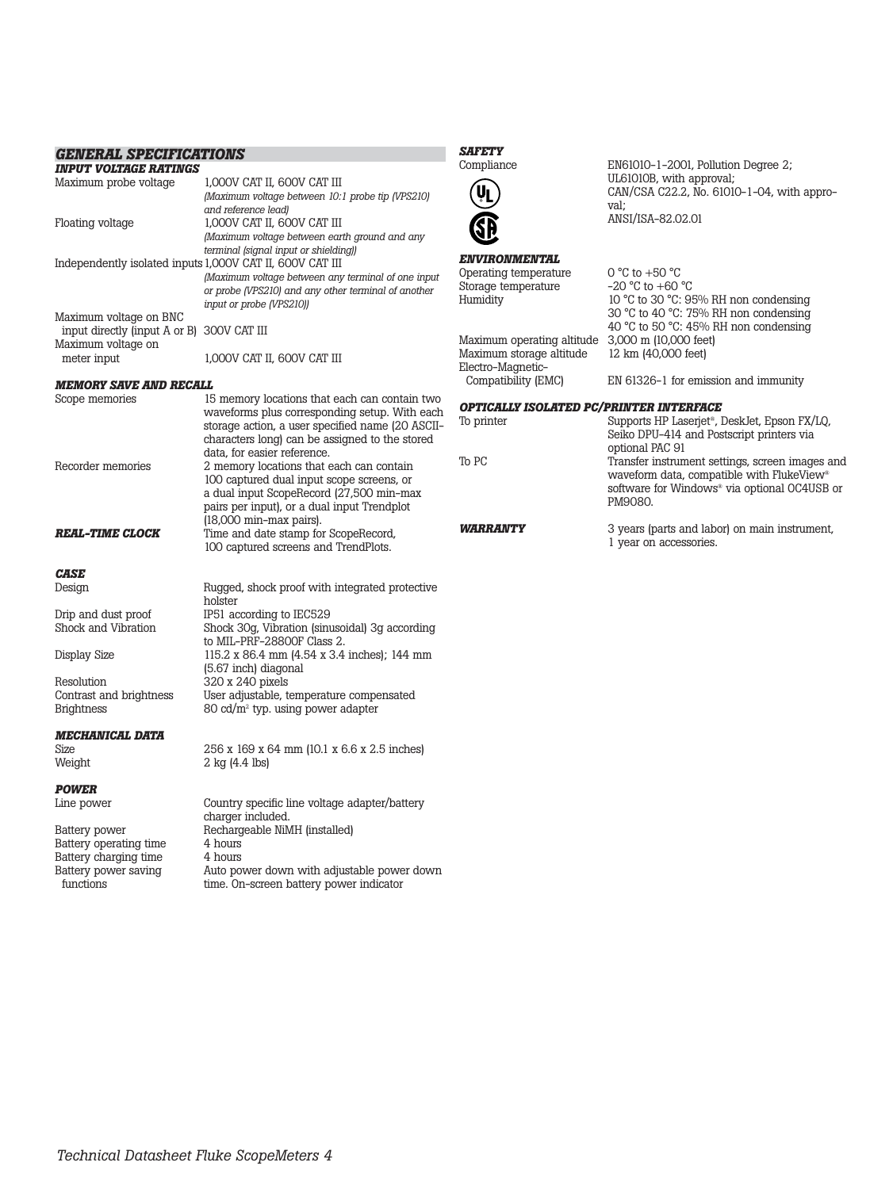## GENERAL SPECIFICATIONS

### INPUT VOLTAGE RATINGS

| | |
|---|---|
| Maximum probe voltage | 1,000V CAT II, 600V CAT III *(Maximum voltage between 10:1 probe tip (VPS210) and reference lead)* |
| Floating voltage | 1,000V CAT II, 600V CAT III *(Maximum voltage between earth ground and any terminal (signal input or shielding))* |
| Independently isolated inputs | 1,000V CAT II, 600V CAT III *(Maximum voltage between any terminal of one input or probe (VPS210) and any other terminal of another input or probe (VPS210))* |
| Maximum voltage on BNC input directly (input A or B) | 300V CAT III |
| Maximum voltage on meter input | 1,000V CAT II, 600V CAT III |

### MEMORY SAVE AND RECALL

| | |
|---|---|
| Scope memories | 15 memory locations that each can contain two waveforms plus corresponding setup. With each storage action, a user specified name (20 ASCII-characters long) can be assigned to the stored data, for easier reference. |
| Recorder memories | 2 memory locations that each can contain 100 captured dual input scope screens, or a dual input ScopeRecord (27,500 min-max pairs per input), or a dual input Trendplot (18,000 min-max pairs). |

### REAL-TIME CLOCK

Time and date stamp for ScopeRecord, 100 captured screens and TrendPlots.

### CASE

| | |
|---|---|
| Design | Rugged, shock proof with integrated protective holster |
| Drip and dust proof | IP51 according to IEC529 |
| Shock and Vibration | Shock 30g, Vibration (sinusoidal) 3g according to MIL-PRF-28800F Class 2. |
| Display Size | 115.2 x 86.4 mm (4.54 x 3.4 inches); 144 mm (5.67 inch) diagonal |
| Resolution | 320 x 240 pixels |
| Contrast and brightness | User adjustable, temperature compensated |
| Brightness | 80 cd/m² typ. using power adapter |

### MECHANICAL DATA

| | |
|---|---|
| Size | 256 x 169 x 64 mm (10.1 x 6.6 x 2.5 inches) |
| Weight | 2 kg (4.4 lbs) |

### POWER

| | |
|---|---|
| Line power | Country specific line voltage adapter/battery charger included. |
| Battery power | Rechargeable NiMH (installed) |
| Battery operating time | 4 hours |
| Battery charging time | 4 hours |
| Battery power saving functions | Auto power down with adjustable power down time. On-screen battery power indicator |

### SAFETY

| | |
|---|---|
| Compliance | EN61010-1-2001, Pollution Degree 2; UL61010B, with approval; CAN/CSA C22.2, No. 61010-1-04, with approval; ANSI/ISA-82.02.01 |

### ENVIRONMENTAL

| | |
|---|---|
| Operating temperature | 0 °C to +50 °C |
| Storage temperature | -20 °C to +60 °C |
| Humidity | 10 °C to 30 °C: 95% RH non condensing<br>30 °C to 40 °C: 75% RH non condensing<br>40 °C to 50 °C: 45% RH non condensing |
| Maximum operating altitude | 3,000 m (10,000 feet) |
| Maximum storage altitude | 12 km (40,000 feet) |
| Electro-Magnetic-Compatibility (EMC) | EN 61326-1 for emission and immunity |

### OPTICALLY ISOLATED PC/PRINTER INTERFACE

| | |
|---|---|
| To printer | Supports HP Laserjet®, DeskJet, Epson FX/LQ, Seiko DPU-414 and Postscript printers via optional PAC 91 |
| To PC | Transfer instrument settings, screen images and waveform data, compatible with FlukeView® software for Windows® via optional OC4USB or PM9080. |

### WARRANTY

3 years (parts and labor) on main instrument, 1 year on accessories.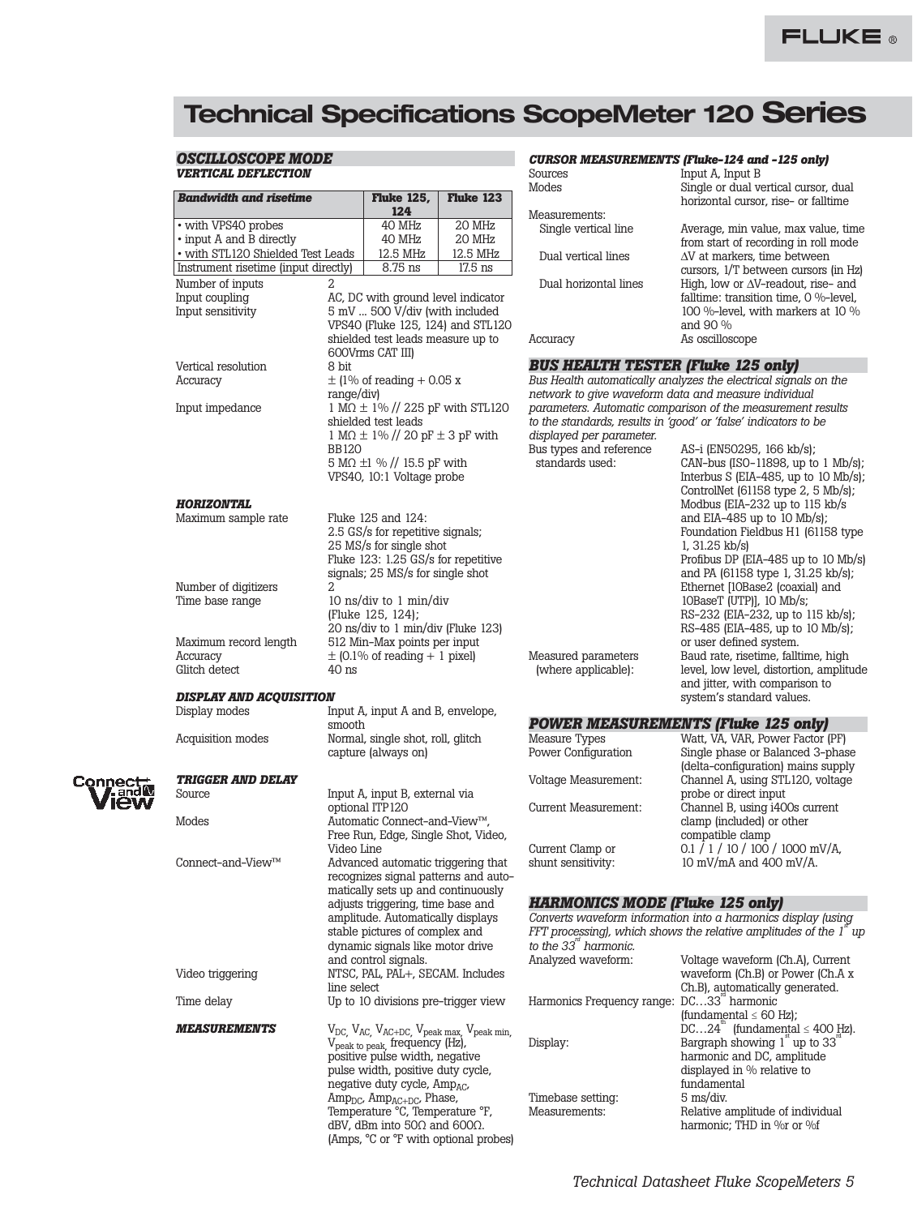# Technical Specifications ScopeMeter 120 Series

## *OSCILLOSCOPE MODE*

### *VERTICAL DEFLECTION*

| *Bandwidth and risetime* | **Fluke 125, 124** | **Fluke 123** |
|---|---|---|
| • with VPS40 probes | 40 MHz | 20 MHz |
| • input A and B directly | 40 MHz | 20 MHz |
| • with STL120 Shielded Test Leads | 12.5 MHz | 12.5 MHz |
| Instrument risetime (input directly) | 8.75 ns | 17.5 ns |

| | |
|---|---|
| Number of inputs | 2 |
| Input coupling | AC, DC with ground level indicator |
| Input sensitivity | 5 mV ... 500 V/div (with included VPS40 (Fluke 125, 124) and STL120 shielded test leads measure up to 600Vrms CAT III) |
| Vertical resolution | 8 bit |
| Accuracy | ± (1% of reading + 0.05 x range/div) |
| Input impedance | 1 MΩ ± 1% // 225 pF with STL120 shielded test leads<br>1 MΩ ± 1% // 20 pF ± 3 pF with BB120<br>5 MΩ ±1 % // 15.5 pF with VPS40, 10:1 Voltage probe |

### *HORIZONTAL*

| | |
|---|---|
| Maximum sample rate | Fluke 125 and 124: 2.5 GS/s for repetitive signals; 25 MS/s for single shot<br>Fluke 123: 1.25 GS/s for repetitive signals; 25 MS/s for single shot |
| Number of digitizers | 2 |
| Time base range | 10 ns/div to 1 min/div (Fluke 125, 124);<br>20 ns/div to 1 min/div (Fluke 123) |
| Maximum record length | 512 Min-Max points per input |
| Accuracy | ± (0.1% of reading + 1 pixel) |
| Glitch detect | 40 ns |

### *DISPLAY AND ACQUISITION*

| | |
|---|---|
| Display modes | Input A, input A and B, envelope, smooth |
| Acquisition modes | Normal, single shot, roll, glitch capture (always on) |

### *TRIGGER AND DELAY*

| | |
|---|---|
| Source | Input A, input B, external via optional ITP120 |
| Modes | Automatic Connect-and-View™, Free Run, Edge, Single Shot, Video, Video Line |
| Connect-and-View™ | Advanced automatic triggering that recognizes signal patterns and automatically sets up and continuously adjusts triggering, time base and amplitude. Automatically displays stable pictures of complex and dynamic signals like motor drive and control signals. |
| Video triggering | NTSC, PAL, PAL+, SECAM. Includes line select |
| Time delay | Up to 10 divisions pre-trigger view |

### *MEASUREMENTS*

$V_{DC}$, $V_{AC}$, $V_{AC+DC}$, $V_{peak\ max}$, $V_{peak\ min}$, $V_{peak\ to\ peak}$, frequency (Hz), positive pulse width, negative pulse width, positive duty cycle, negative duty cycle, $Amp_{AC}$, $Amp_{DC}$, $Amp_{AC+DC}$, Phase, Temperature °C, Temperature °F, dBV, dBm into 50Ω and 600Ω. (Amps, °C or °F with optional probes)

### *CURSOR MEASUREMENTS (Fluke-124 and -125 only)*

| | |
|---|---|
| Sources | Input A, Input B |
| Modes | Single or dual vertical cursor, dual horizontal cursor, rise- or falltime |
| Measurements: | |
| Single vertical line | Average, min value, max value, time from start of recording in roll mode |
| Dual vertical lines | ΔV at markers, time between cursors, 1/T between cursors (in Hz) |
| Dual horizontal lines | High, low or ΔV-readout, rise- and falltime: transition time, 0 %-level, 100 %-level, with markers at 10 % and 90 % |
| Accuracy | As oscilloscope |

## *BUS HEALTH TESTER (Fluke 125 only)*

*Bus Health automatically analyzes the electrical signals on the network to give waveform data and measure individual parameters. Automatic comparison of the measurement results to the standards, results in 'good' or 'false' indicators to be displayed per parameter.*

| | |
|---|---|
| Bus types and reference standards used: | AS-i (EN50295, 166 kb/s); CAN-bus (ISO-11898, up to 1 Mb/s); Interbus S (EIA-485, up to 10 Mb/s); ControlNet (61158 type 2, 5 Mb/s); Modbus (EIA-232 up to 115 kb/s and EIA-485 up to 10 Mb/s); Foundation Fieldbus H1 (61158 type 1, 31.25 kb/s) Profibus DP (EIA-485 up to 10 Mb/s) and PA (61158 type 1, 31.25 kb/s); Ethernet [10Base2 (coaxial) and 10BaseT (UTP)], 10 Mb/s; RS-232 (EIA-232, up to 115 kb/s); RS-485 (EIA-485, up to 10 Mb/s); or user defined system. |
| Measured parameters (where applicable): | Baud rate, risetime, falltime, high level, low level, distortion, amplitude and jitter, with comparison to system's standard values. |

## *POWER MEASUREMENTS (Fluke 125 only)*

| | |
|---|---|
| Measure Types | Watt, VA, VAR, Power Factor (PF) |
| Power Configuration | Single phase or Balanced 3-phase (delta-configuration) mains supply |
| Voltage Measurement: | Channel A, using STL120, voltage probe or direct input |
| Current Measurement: | Channel B, using i400s current clamp (included) or other compatible clamp |
| Current Clamp or shunt sensitivity: | 0.1 / 1 / 10 / 100 / 1000 mV/A, 10 mV/mA and 400 mV/A. |

## *HARMONICS MODE (Fluke 125 only)*

*Converts waveform information into a harmonics display (using FFT processing), which shows the relative amplitudes of the 1st up to the 33rd harmonic.*

| | |
|---|---|
| Analyzed waveform: | Voltage waveform (Ch.A), Current waveform (Ch.B) or Power (Ch.A x Ch.B), automatically generated. |
| Harmonics Frequency range: | DC…33rd harmonic (fundamental ≤ 60 Hz);<br>DC…24th (fundamental ≤ 400 Hz). |
| Display: | Bargraph showing 1st up to 33rd harmonic and DC, amplitude displayed in % relative to fundamental |
| Timebase setting: | 5 ms/div. |
| Measurements: | Relative amplitude of individual harmonic; THD in %r or %f |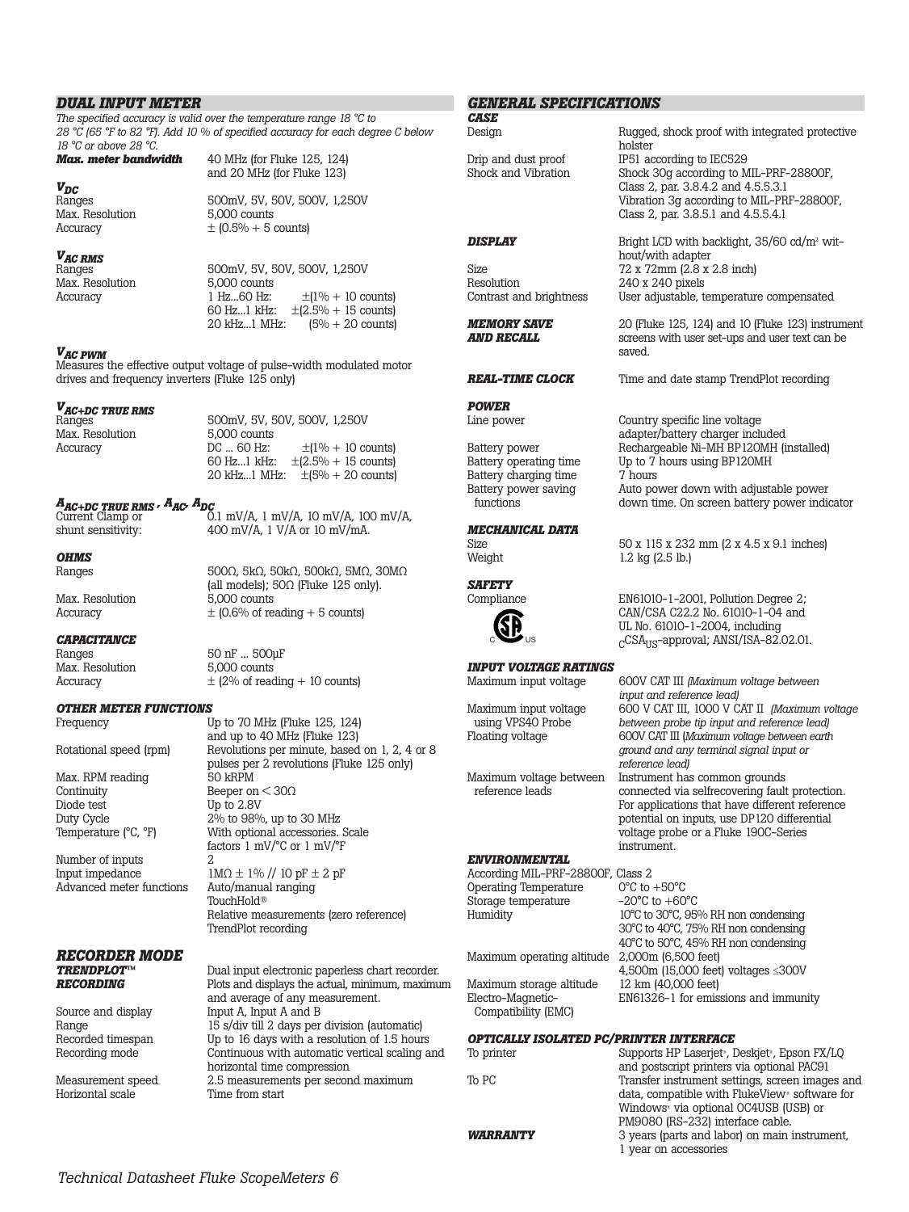## DUAL INPUT METER

*The specified accuracy is valid over the temperature range 18 °C to 28 °C (65 °F to 82 °F). Add 10 % of specified accuracy for each degree C below 18 °C or above 28 °C.*

***Max. meter bandwidth*** 40 MHz (for Fluke 125, 124) and 20 MHz (for Fluke 123)

### $V_{DC}$

| | |
|---|---|
| Ranges | 500mV, 5V, 50V, 500V, 1,250V |
| Max. Resolution | 5,000 counts |
| Accuracy | ± (0.5% + 5 counts) |

### $V_{AC\ RMS}$

| | |
|---|---|
| Ranges | 500mV, 5V, 50V, 500V, 1,250V |
| Max. Resolution | 5,000 counts |
| Accuracy | 1 Hz...60 Hz: ±(1% + 10 counts)<br>60 Hz...1 kHz: ±(2.5% + 15 counts)<br>20 kHz...1 MHz: (5% + 20 counts) |

### $V_{AC\ PWM}$

Measures the effective output voltage of pulse-width modulated motor drives and frequency inverters (Fluke 125 only)

### $V_{AC+DC\ TRUE\ RMS}$

| | |
|---|---|
| Ranges | 500mV, 5V, 50V, 500V, 1,250V |
| Max. Resolution | 5,000 counts |
| Accuracy | DC ... 60 Hz: ±(1% + 10 counts)<br>60 Hz...1 kHz: ±(2.5% + 15 counts)<br>20 kHz...1 MHz: ±(5% + 20 counts) |

### $A_{AC+DC\ TRUE\ RMS}$, $A_{AC}$, $A_{DC}$

| | |
|---|---|
| Current Clamp or shunt sensitivity: | 0.1 mV/A, 1 mV/A, 10 mV/A, 100 mV/A, 400 mV/A, 1 V/A or 10 mV/mA. |

### OHMS

| | |
|---|---|
| Ranges | 500Ω, 5kΩ, 50kΩ, 500kΩ, 5MΩ, 30MΩ (all models); 50Ω (Fluke 125 only). |
| Max. Resolution | 5,000 counts |
| Accuracy | ± (0.6% of reading + 5 counts) |

### CAPACITANCE

| | |
|---|---|
| Ranges | 50 nF ... 500µF |
| Max. Resolution | 5,000 counts |
| Accuracy | ± (2% of reading + 10 counts) |

### OTHER METER FUNCTIONS

| | |
|---|---|
| Frequency | Up to 70 MHz (Fluke 125, 124) and up to 40 MHz (Fluke 123) |
| Rotational speed (rpm) | Revolutions per minute, based on 1, 2, 4 or 8 pulses per 2 revolutions (Fluke 125 only) |
| Max. RPM reading | 50 kRPM |
| Continuity | Beeper on < 30Ω |
| Diode test | Up to 2.8V |
| Duty Cycle | 2% to 98%, up to 30 MHz |
| Temperature (°C, °F) | With optional accessories. Scale factors 1 mV/°C or 1 mV/°F |
| Number of inputs | 2 |
| Input impedance | 1MΩ ± 1% // 10 pF ± 2 pF |
| Advanced meter functions | Auto/manual ranging<br>TouchHold®<br>Relative measurements (zero reference)<br>TrendPlot recording |

## RECORDER MODE

***TRENDPLOT™ RECORDING*** Dual input electronic paperless chart recorder. Plots and displays the actual, minimum, maximum and average of any measurement.

| | |
|---|---|
| Source and display | Input A, Input A and B |
| Range | 15 s/div till 2 days per division (automatic) |
| Recorded timespan | Up to 16 days with a resolution of 1.5 hours |
| Recording mode | Continuous with automatic vertical scaling and horizontal time compression |
| Measurement speed | 2.5 measurements per second maximum |
| Horizontal scale | Time from start |

## GENERAL SPECIFICATIONS

### CASE

| | |
|---|---|
| Design | Rugged, shock proof with integrated protective holster |
| Drip and dust proof | IP51 according to IEC529 |
| Shock and Vibration | Shock 30g according to MIL-PRF-28800F, Class 2, par. 3.8.4.2 and 4.5.5.3.1<br>Vibration 3g according to MIL-PRF-28800F, Class 2, par. 3.8.5.1 and 4.5.5.4.1 |

### DISPLAY

Bright LCD with backlight, 35/60 cd/m² without/with adapter

| | |
|---|---|
| Size | 72 x 72mm (2.8 x 2.8 inch) |
| Resolution | 240 x 240 pixels |
| Contrast and brightness | User adjustable, temperature compensated |

### MEMORY SAVE AND RECALL

20 (Fluke 125, 124) and 10 (Fluke 123) instrument screens with user set-ups and user text can be saved.

### REAL-TIME CLOCK

Time and date stamp TrendPlot recording

### POWER

| | |
|---|---|
| Line power | Country specific line voltage adapter/battery charger included |
| Battery power | Rechargeable Ni-MH BP120MH (installed) |
| Battery operating time | Up to 7 hours using BP120MH |
| Battery charging time | 7 hours |
| Battery power saving functions | Auto power down with adjustable power down time. On screen battery power indicator |

### MECHANICAL DATA

| | |
|---|---|
| Size | 50 x 115 x 232 mm (2 x 4.5 x 9.1 inches) |
| Weight | 1.2 kg (2.5 lb.) |

### SAFETY

| | |
|---|---|
| Compliance | EN61010-1-2001, Pollution Degree 2; CAN/CSA C22.2 No. 61010-1-04 and UL No. 61010-1-2004, including $_{C}$CSA$_{US}$-approval; ANSI/ISA-82.02.01. |

### INPUT VOLTAGE RATINGS

| | |
|---|---|
| Maximum input voltage | 600V CAT III *(Maximum voltage between input and reference lead)* |
| Maximum input voltage using VPS40 Probe | 600 V CAT III, 1000 V CAT II *(Maximum voltage between probe tip input and reference lead)* |
| Floating voltage | 600V CAT III (*Maximum voltage between earth ground and any terminal signal input or reference lead)* |
| Maximum voltage between reference leads | Instrument has common grounds connected via selfrecovering fault protection. For applications that have different reference potential on inputs, use DP120 differential voltage probe or a Fluke 190C-Series instrument. |

### ENVIRONMENTAL

| | |
|---|---|
| According MIL-PRF-28800F, Class 2 | |
| Operating Temperature | 0°C to +50°C |
| Storage temperature | -20°C to +60°C |
| Humidity | 10°C to 30°C, 95% RH non condensing<br>30°C to 40°C, 75% RH non condensing<br>40°C to 50°C, 45% RH non condensing |
| Maximum operating altitude | 2,000m (6,500 feet)<br>4,500m (15,000 feet) voltages ≤300V |
| Maximum storage altitude | 12 km (40,000 feet) |
| Electro-Magnetic-Compatibility (EMC) | EN61326-1 for emissions and immunity |

### OPTICALLY ISOLATED PC/PRINTER INTERFACE

| | |
|---|---|
| To printer | Supports HP Laserjet®, Deskjet®, Epson FX/LQ and postscript printers via optional PAC91 |
| To PC | Transfer instrument settings, screen images and data, compatible with FlukeView® software for Windows® via optional OC4USB (USB) or PM9080 (RS-232) interface cable. |

### WARRANTY

3 years (parts and labor) on main instrument, 1 year on accessories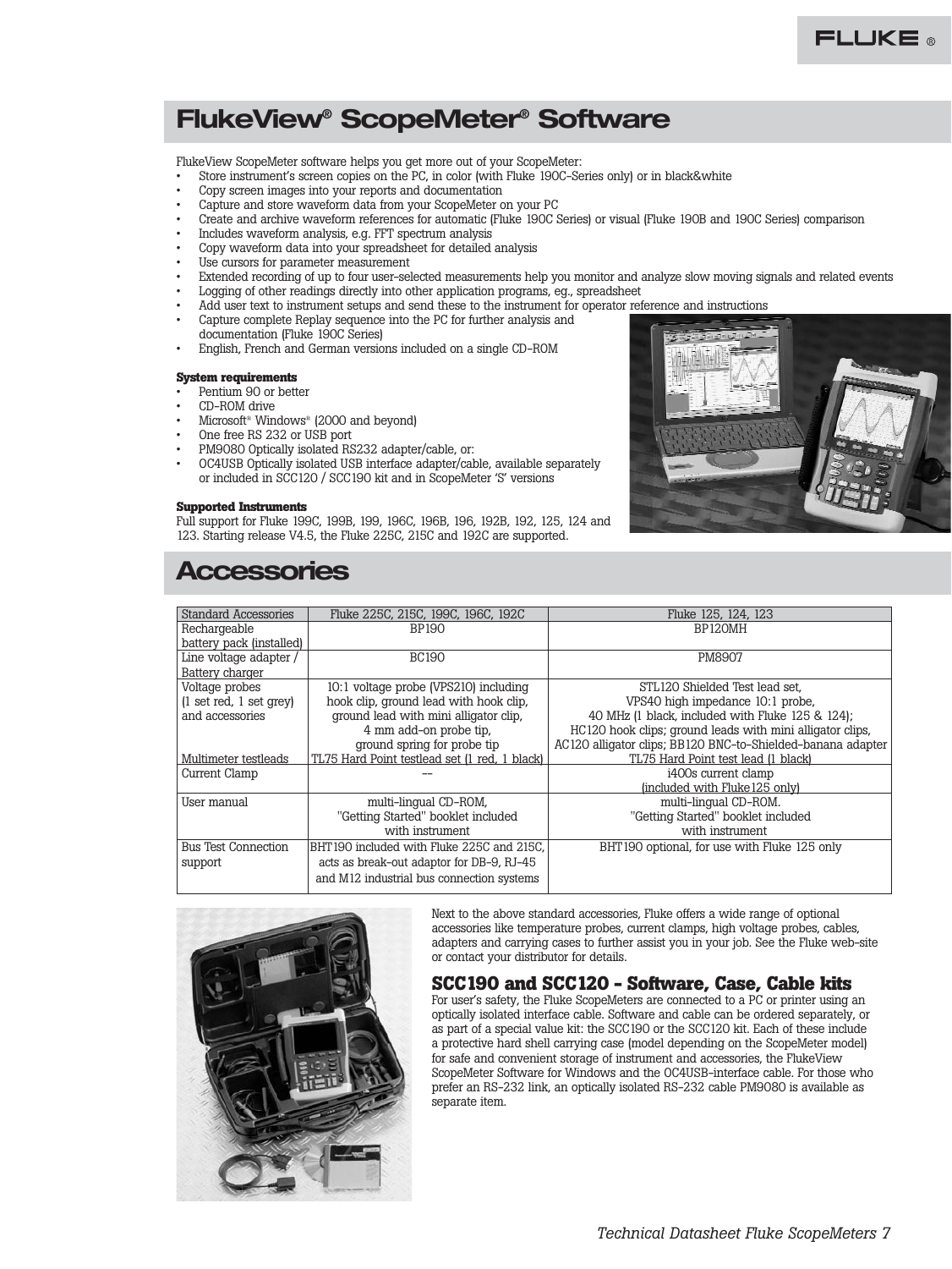# FlukeView® ScopeMeter® Software

FlukeView ScopeMeter software helps you get more out of your ScopeMeter:

- Store instrument's screen copies on the PC, in color (with Fluke 190C-Series only) or in black&white
- Copy screen images into your reports and documentation
- Capture and store waveform data from your ScopeMeter on your PC
- Create and archive waveform references for automatic (Fluke 190C Series) or visual (Fluke 190B and 190C Series) comparison
- Includes waveform analysis, e.g. FFT spectrum analysis
- Copy waveform data into your spreadsheet for detailed analysis
- Use cursors for parameter measurement
- Extended recording of up to four user-selected measurements help you monitor and analyze slow moving signals and related events
- Logging of other readings directly into other application programs, eg., spreadsheet
- Add user text to instrument setups and send these to the instrument for operator reference and instructions
- Capture complete Replay sequence into the PC for further analysis and documentation (Fluke 190C Series)
- English, French and German versions included on a single CD-ROM

**System requirements**

- Pentium 90 or better
- CD-ROM drive
- Microsoft® Windows® (2000 and beyond)
- One free RS 232 or USB port
- PM9080 Optically isolated RS232 adapter/cable, or:
- OC4USB Optically isolated USB interface adapter/cable, available separately or included in SCC120 / SCC190 kit and in ScopeMeter 'S' versions

**Supported Instruments**

Full support for Fluke 199C, 199B, 199, 196C, 196B, 196, 192B, 192, 125, 124 and 123. Starting release V4.5, the Fluke 225C, 215C and 192C are supported.

# Accessories

| Standard Accessories | Fluke 225C, 215C, 199C, 196C, 192C | Fluke 125, 124, 123 |
|---|---|---|
| Rechargeable battery pack (installed) | BP190 | BP120MH |
| Line voltage adapter / Battery charger | BC190 | PM8907 |
| Voltage probes (1 set red, 1 set grey) and accessories | 10:1 voltage probe (VPS210) including hook clip, ground lead with hook clip, ground lead with mini alligator clip, 4 mm add-on probe tip, ground spring for probe tip | STL120 Shielded Test lead set, VPS40 high impedance 10:1 probe, 40 MHz (1 black, included with Fluke 125 & 124); HC120 hook clips; ground leads with mini alligator clips, AC120 alligator clips; BB120 BNC-to-Shielded-banana adapter |
| Multimeter testleads | TL75 Hard Point testlead set (1 red, 1 black) | TL75 Hard Point test lead (1 black) |
| Current Clamp | -- | i400s current clamp (included with Fluke125 only) |
| User manual | multi-lingual CD-ROM, "Getting Started" booklet included with instrument | multi-lingual CD-ROM. "Getting Started" booklet included with instrument |
| Bus Test Connection support | BHT190 included with Fluke 225C and 215C, acts as break-out adaptor for DB-9, RJ-45 and M12 industrial bus connection systems | BHT190 optional, for use with Fluke 125 only |

Next to the above standard accessories, Fluke offers a wide range of optional accessories like temperature probes, current clamps, high voltage probes, cables, adapters and carrying cases to further assist you in your job. See the Fluke web-site or contact your distributor for details.

## SCC190 and SCC120 - Software, Case, Cable kits

For user's safety, the Fluke ScopeMeters are connected to a PC or printer using an optically isolated interface cable. Software and cable can be ordered separately, or as part of a special value kit: the SCC190 or the SCC120 kit. Each of these include a protective hard shell carrying case (model depending on the ScopeMeter model) for safe and convenient storage of instrument and accessories, the FlukeView ScopeMeter Software for Windows and the OC4USB-interface cable. For those who prefer an RS-232 link, an optically isolated RS-232 cable PM9080 is available as separate item.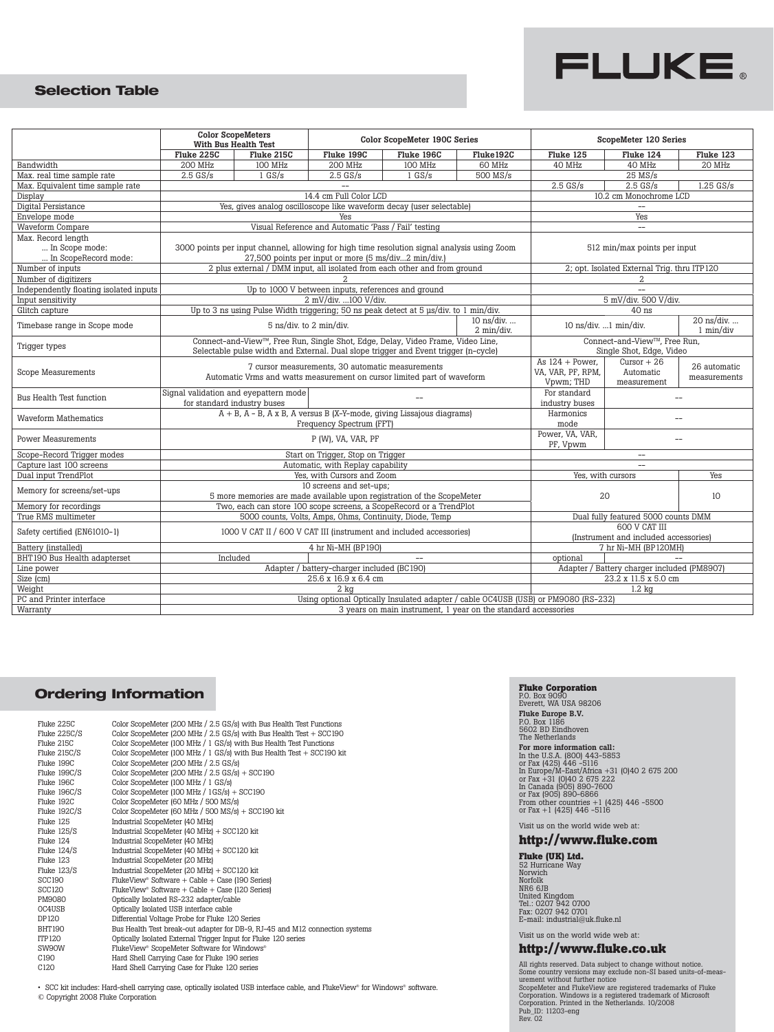## Selection Table

| | Color ScopeMeters With Bus Health Test | | Color ScopeMeter 190C Series | | | ScopeMeter 120 Series | | |
|---|---|---|---|---|---|---|---|---|
| | Fluke 225C | Fluke 215C | Fluke 199C | Fluke 196C | Fluke192C | Fluke 125 | Fluke 124 | Fluke 123 |
| Bandwidth | 200 MHz | 100 MHz | 200 MHz | 100 MHz | 60 MHz | 40 MHz | 40 MHz | 20 MHz |
| Max. real time sample rate | 2.5 GS/s | 1 GS/s | 2.5 GS/s | 1 GS/s | 500 MS/s | 25 MS/s | | |
| Max. Equivalent time sample rate | -- | | | | | 2.5 GS/s | 2.5 GS/s | 1.25 GS/s |
| Display | 14.4 cm Full Color LCD | | | | | 10.2 cm Monochrome LCD | | |
| Digital Persistance | Yes, gives analog oscilloscope like waveform decay (user selectable) | | | | | -- | | |
| Envelope mode | Yes | | | | | Yes | | |
| Waveform Compare | Visual Reference and Automatic 'Pass / Fail' testing | | | | | -- | | |
| Max. Record length ... In Scope mode: ... In ScopeRecord mode: | 3000 points per input channel, allowing for high time resolution signal analysis using Zoom 27,500 points per input or more (5 ms/div...2 min/div.) | | | | | 512 min/max points per input | | |
| Number of inputs | 2 plus external / DMM input, all isolated from each other and from ground | | | | | 2; opt. Isolated External Trig. thru ITP120 | | |
| Number of digitizers | 2 | | | | | 2 | | |
| Independently floating isolated inputs | Up to 1000 V between inputs, references and ground | | | | | -- | | |
| Input sensitivity | 2 mV/div. ...100 V/div. | | | | | 5 mV/div. 500 V/div. | | |
| Glitch capture | Up to 3 ns using Pulse Width triggering; 50 ns peak detect at 5 µs/div. to 1 min/div. | | | | | 40 ns | | |
| Timebase range in Scope mode | 5 ns/div. to 2 min/div. | | | | 10 ns/div. ... 2 min/div. | 10 ns/div. ...1 min/div. | | 20 ns/div. ... 1 min/div |
| Trigger types | Connect-and-View™, Free Run, Single Shot, Edge, Delay, Video Frame, Video Line, Selectable pulse width and External. Dual slope trigger and Event trigger (n-cycle) | | | | | Connect-and-View™, Free Run, Single Shot, Edge, Video | | |
| Scope Measurements | 7 cursor measurements, 30 automatic measurements Automatic Vrms and watts measurement on cursor limited part of waveform | | | | | As 124 + Power, VA, VAR, PF, RPM, Vpwm; THD | Cursor + 26 Automatic measurement | 26 automatic measurements |
| Bus Health Test function | Signal validation and eyepattern mode for standard industry buses | | -- | | | For standard industry buses | -- | |
| Waveform Mathematics | A + B, A - B, A x B, A versus B (X-Y-mode, giving Lissajous diagrams) Frequency Spectrum (FFT) | | | | | Harmonics mode | -- | |
| Power Measurements | P (W), VA, VAR, PF | | | | | Power, VA, VAR, PF, Vpwm | -- | |
| Scope-Record Trigger modes | Start on Trigger, Stop on Trigger | | | | | -- | | |
| Capture last 100 screens | Automatic, with Replay capability | | | | | -- | | |
| Dual input TrendPlot | Yes, with Cursors and Zoom | | | | | Yes, with cursors | | Yes |
| Memory for screens/set-ups | 10 screens and set-ups; 5 more memories are made available upon registration of the ScopeMeter | | | | | 20 | | 10 |
| Memory for recordings | Two, each can store 100 scope screens, a ScopeRecord or a TrendPlot | | | | | | | |
| True RMS multimeter | 5000 counts, Volts, Amps, Ohms, Continuity, Diode, Temp | | | | | Dual fully featured 5000 counts DMM | | |
| Safety certified (EN61010-1) | 1000 V CAT II / 600 V CAT III (instrument and included accessories) | | | | | 600 V CAT III (Instrument and included accessories) | | |
| Battery (installed) | 4 hr Ni-MH (BP190) | | | | | 7 hr Ni-MH (BP120MH) | | |
| BHT190 Bus Health adapterset | Included | | -- | | | optional | -- | |
| Line power | Adapter / battery-charger included (BC190) | | | | | Adapter / Battery charger included (PM8907) | | |
| Size (cm) | 25.6 x 16.9 x 6.4 cm | | | | | 23.2 x 11.5 x 5.0 cm | | |
| Weight | 2 kg | | | | | 1.2 kg | | |
| PC and Printer interface | Using optional Optically Insulated adapter / cable OC4USB (USB) or PM9080 (RS-232) | | | | | | | |
| Warranty | 3 years on main instrument, 1 year on the standard accessories | | | | | | | |

## Ordering Information

| | |
|---|---|
| Fluke 225C | Color ScopeMeter (200 MHz / 2.5 GS/s) with Bus Health Test Functions |
| Fluke 225C/S | Color ScopeMeter (200 MHz / 2.5 GS/s) with Bus Health Test + SCC190 |
| Fluke 215C | Color ScopeMeter (100 MHz / 1 GS/s) with Bus Health Test Functions |
| Fluke 215C/S | Color ScopeMeter (100 MHz / 1 GS/s) with Bus Health Test + SCC190 kit |
| Fluke 199C | Color ScopeMeter (200 MHz / 2.5 GS/s) |
| Fluke 199C/S | Color ScopeMeter (200 MHz / 2.5 GS/s) + SCC190 |
| Fluke 196C | Color ScopeMeter (100 MHz / 1 GS/s) |
| Fluke 196C/S | Color ScopeMeter (100 MHz / 1GS/s) + SCC190 |
| Fluke 192C | Color ScopeMeter (60 MHz / 500 MS/s) |
| Fluke 192C/S | Color ScopeMeter (60 MHz / 500 MS/s) + SCC190 kit |
| Fluke 125 | Industrial ScopeMeter (40 MHz) |
| Fluke 125/S | Industrial ScopeMeter (40 MHz) + SCC120 kit |
| Fluke 124 | Industrial ScopeMeter (40 MHz) |
| Fluke 124/S | Industrial ScopeMeter (40 MHz) + SCC120 kit |
| Fluke 123 | Industrial ScopeMeter (20 MHz) |
| Fluke 123/S | Industrial ScopeMeter (20 MHz) + SCC120 kit |
| SCC190 | FlukeView® Software + Cable + Case (190 Series) |
| SCC120 | FlukeView® Software + Cable + Case (120 Series) |
| PM9080 | Optically Isolated RS-232 adapter/cable |
| OC4USB | Optically Isolated USB interface cable |
| DP120 | Differential Voltage Probe for Fluke 120 Series |
| BHT190 | Bus Health Test break-out adapter for DB-9, RJ-45 and M12 connection systems |
| ITP120 | Optically Isolated External Trigger Input for Fluke 120 series |
| SW90W | FlukeView® ScopeMeter Software for Windows® |
| C190 | Hard Shell Carrying Case for Fluke 190 series |
| C120 | Hard Shell Carrying Case for Fluke 120 series |

• SCC kit includes: Hard-shell carrying case, optically isolated USB interface cable, and FlukeView® for Windows® software.

© Copyright 2008 Fluke Corporation

**Fluke Corporation**
P.O. Box 9090
Everett, WA USA 98206

**Fluke Europe B.V.**
P.O. Box 1186
5602 BD Eindhoven
The Netherlands

**For more information call:**
In the U.S.A. (800) 443-5853
or Fax (425) 446 -5116
In Europe/M-East/Africa +31 (0)40 2 675 200
or Fax +31 (0)40 2 675 222
In Canada (905) 890-7600
or Fax (905) 890-6866
From other countries +1 (425) 446 -5500
or Fax +1 (425) 446 -5116

Visit us on the world wide web at:

**http://www.fluke.com**

**Fluke (UK) Ltd.**
52 Hurricane Way
Norwich
Norfolk
NR6 6JB
United Kingdom
Tel.: 0207 942 0700
Fax: 0207 942 0701
E-mail: industrial@uk.fluke.nl

Visit us on the world wide web at:

**http://www.fluke.co.uk**

All rights reserved. Data subject to change without notice. Some country versions may exclude non-SI based units-of-measurement without further notice
ScopeMeter and FlukeView are registered trademarks of Fluke Corporation. Windows is a registered trademark of Microsoft Corporation. Printed in the Netherlands. 10/2008
Pub_ID: 11203-eng
Rev. 02